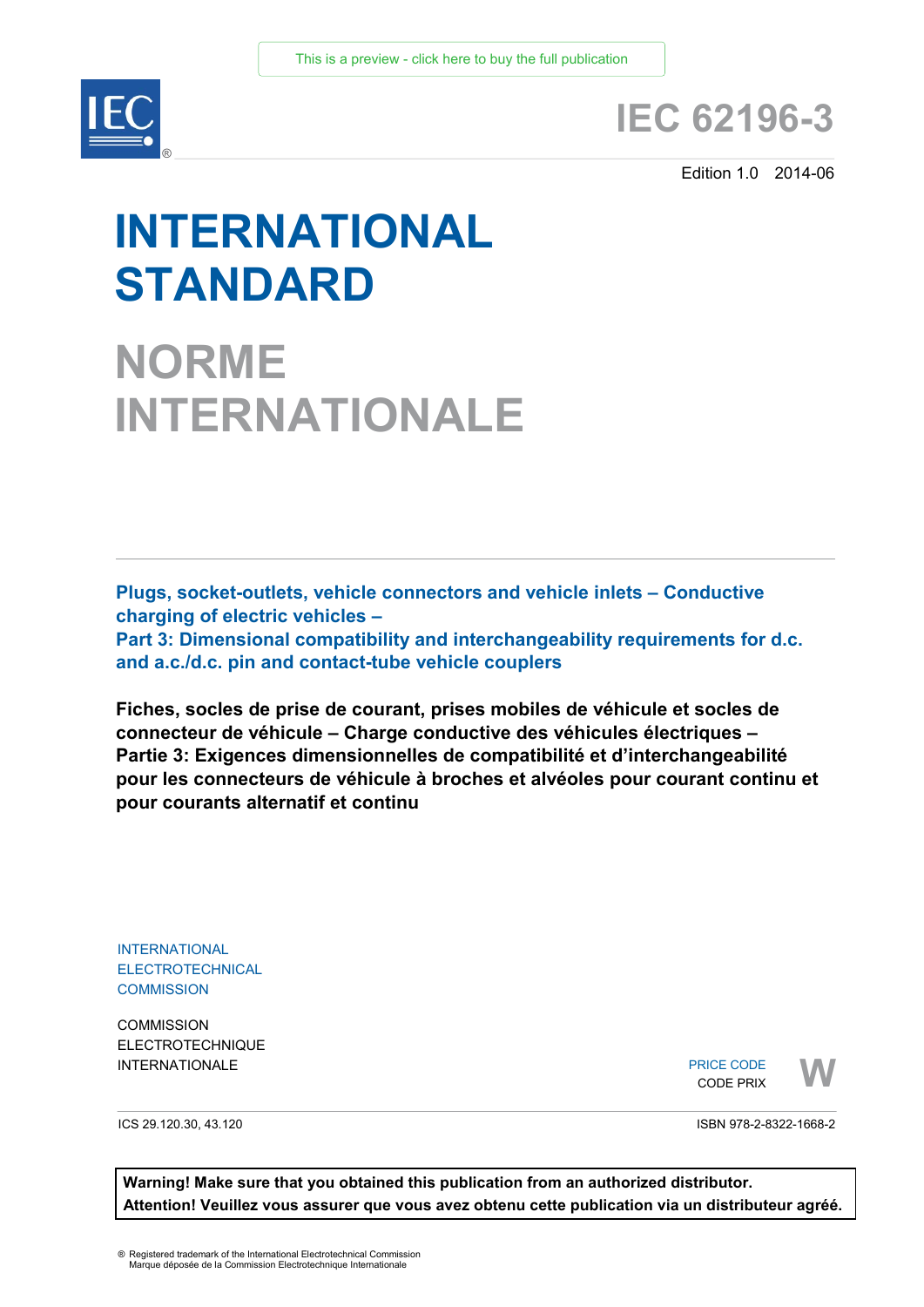This is a preview - click here to buy the full publication

# IEC 62196-3

Edition 1.0 2014-06

# INTERNATIONAL STANDARD

# NORME INTERNATIONALE

**Plugs, socket-outlets, vehicle connectors and vehicle inlets – Conductive charging of electric vehicles –**
**Part 3: Dimensional compatibility and interchangeability requirements for d.c. and a.c./d.c. pin and contact-tube vehicle couplers**

**Fiches, socles de prise de courant, prises mobiles de véhicule et socles de connecteur de véhicule – Charge conductive des véhicules électriques –**
**Partie 3: Exigences dimensionnelles de compatibilité et d'interchangeabilité pour les connecteurs de véhicule à broches et alvéoles pour courant continu et pour courants alternatif et continu**

INTERNATIONAL
ELECTROTECHNICAL
COMMISSION

COMMISSION
ELECTROTECHNIQUE
INTERNATIONALE

PRICE CODE
CODE PRIX **W**

ICS 29.120.30, 43.120

ISBN 978-2-8322-1668-2

**Warning! Make sure that you obtained this publication from an authorized distributor.**
**Attention! Veuillez vous assurer que vous avez obtenu cette publication via un distributeur agréé.**

® Registered trademark of the International Electrotechnical Commission
Marque déposée de la Commission Electrotechnique Internationale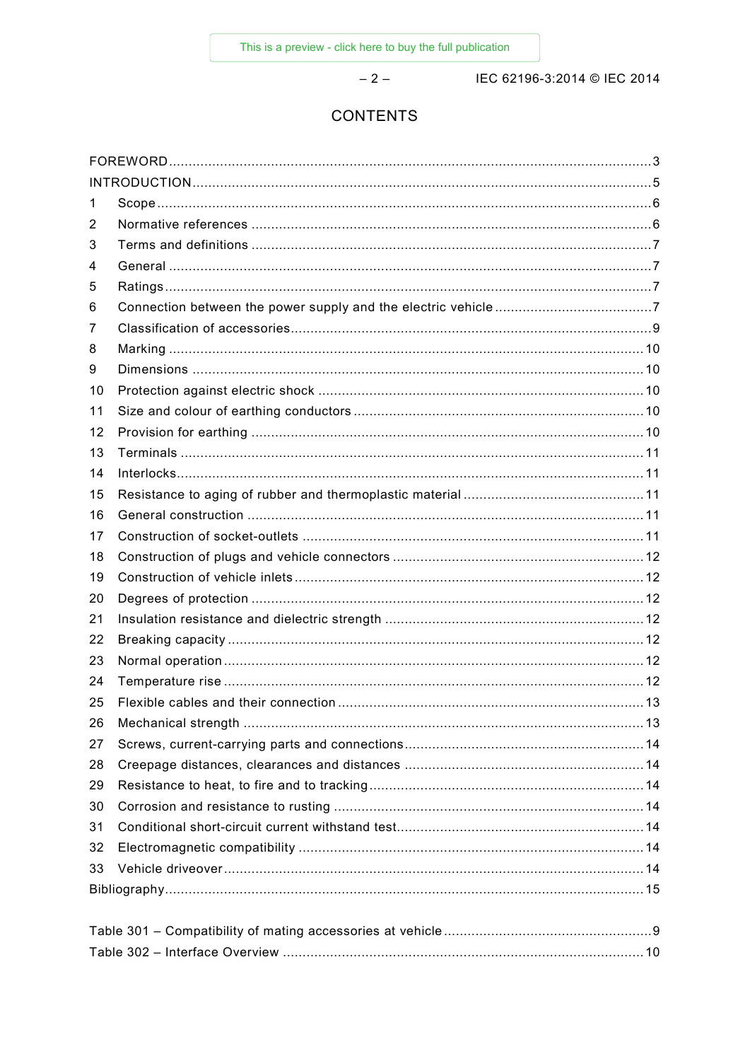# CONTENTS

FOREWORD ........................................................................................................................... 3
INTRODUCTION ..................................................................................................................... 5
1 Scope .............................................................................................................................. 6
2 Normative references ...................................................................................................... 6
3 Terms and definitions ...................................................................................................... 7
4 General ........................................................................................................................... 7
5 Ratings ............................................................................................................................ 7
6 Connection between the power supply and the electric vehicle ......................................... 7
7 Classification of accessories ............................................................................................ 9
8 Marking .......................................................................................................................... 10
9 Dimensions .................................................................................................................... 10
10 Protection against electric shock .................................................................................... 10
11 Size and colour of earthing conductors ........................................................................... 10
12 Provision for earthing ..................................................................................................... 10
13 Terminals ...................................................................................................................... 11
14 Interlocks ....................................................................................................................... 11
15 Resistance to aging of rubber and thermoplastic material ............................................... 11
16 General construction ...................................................................................................... 11
17 Construction of socket-outlets ........................................................................................ 11
18 Construction of plugs and vehicle connectors ................................................................. 12
19 Construction of vehicle inlets .......................................................................................... 12
20 Degrees of protection ..................................................................................................... 12
21 Insulation resistance and dielectric strength ................................................................... 12
22 Breaking capacity .......................................................................................................... 12
23 Normal operation ........................................................................................................... 12
24 Temperature rise ........................................................................................................... 12
25 Flexible cables and their connection ............................................................................... 13
26 Mechanical strength ...................................................................................................... 13
27 Screws, current-carrying parts and connections .............................................................. 14
28 Creepage distances, clearances and distances .............................................................. 14
29 Resistance to heat, to fire and to tracking ....................................................................... 14
30 Corrosion and resistance to rusting ................................................................................ 14
31 Conditional short-circuit current withstand test ................................................................ 14
32 Electromagnetic compatibility ......................................................................................... 14
33 Vehicle driveover ........................................................................................................... 14
Bibliography .......................................................................................................................... 15

Table 301 – Compatibility of mating accessories at vehicle ..................................................... 9
Table 302 – Interface Overview ............................................................................................ 10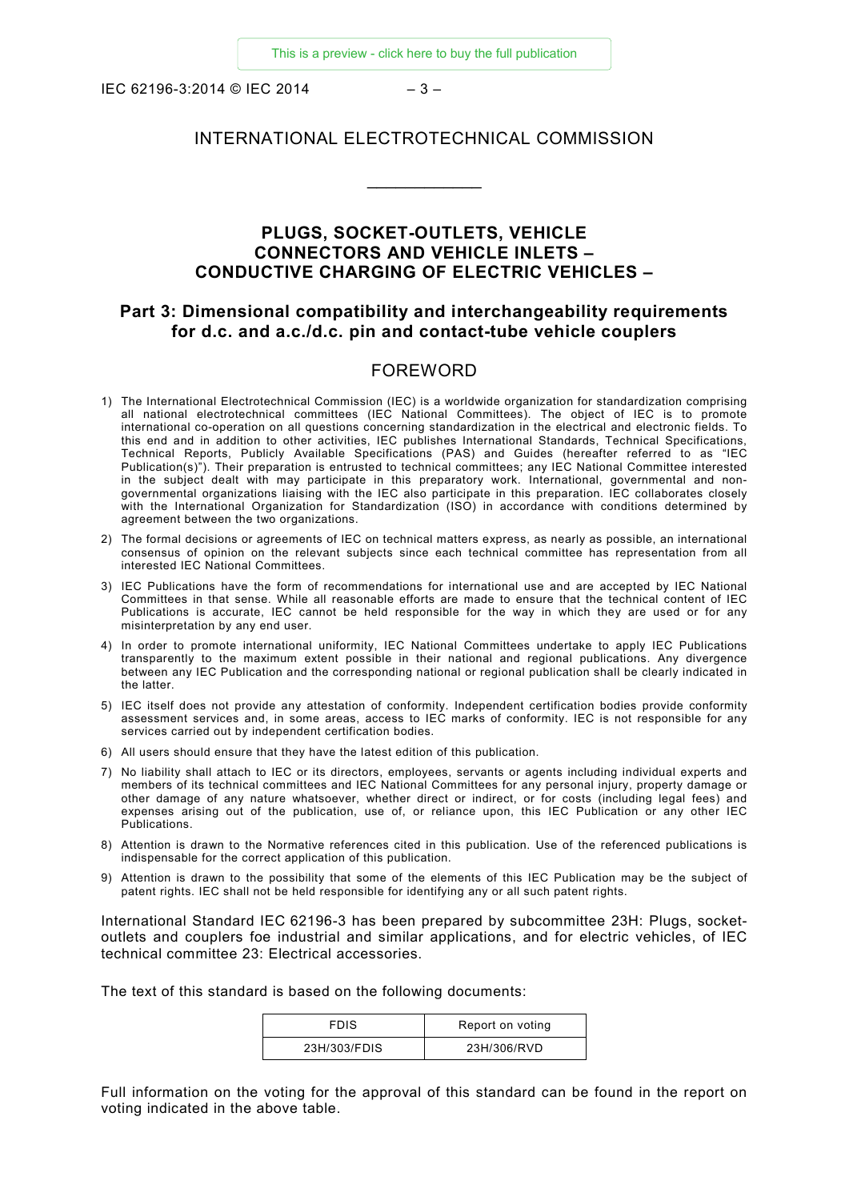# INTERNATIONAL ELECTROTECHNICAL COMMISSION

\_\_\_\_\_\_\_\_\_\_\_\_

## PLUGS, SOCKET-OUTLETS, VEHICLE CONNECTORS AND VEHICLE INLETS – CONDUCTIVE CHARGING OF ELECTRIC VEHICLES –

## Part 3: Dimensional compatibility and interchangeability requirements for d.c. and a.c./d.c. pin and contact-tube vehicle couplers

## FOREWORD

1) The International Electrotechnical Commission (IEC) is a worldwide organization for standardization comprising all national electrotechnical committees (IEC National Committees). The object of IEC is to promote international co-operation on all questions concerning standardization in the electrical and electronic fields. To this end and in addition to other activities, IEC publishes International Standards, Technical Specifications, Technical Reports, Publicly Available Specifications (PAS) and Guides (hereafter referred to as "IEC Publication(s)"). Their preparation is entrusted to technical committees; any IEC National Committee interested in the subject dealt with may participate in this preparatory work. International, governmental and non-governmental organizations liaising with the IEC also participate in this preparation. IEC collaborates closely with the International Organization for Standardization (ISO) in accordance with conditions determined by agreement between the two organizations.
2) The formal decisions or agreements of IEC on technical matters express, as nearly as possible, an international consensus of opinion on the relevant subjects since each technical committee has representation from all interested IEC National Committees.
3) IEC Publications have the form of recommendations for international use and are accepted by IEC National Committees in that sense. While all reasonable efforts are made to ensure that the technical content of IEC Publications is accurate, IEC cannot be held responsible for the way in which they are used or for any misinterpretation by any end user.
4) In order to promote international uniformity, IEC National Committees undertake to apply IEC Publications transparently to the maximum extent possible in their national and regional publications. Any divergence between any IEC Publication and the corresponding national or regional publication shall be clearly indicated in the latter.
5) IEC itself does not provide any attestation of conformity. Independent certification bodies provide conformity assessment services and, in some areas, access to IEC marks of conformity. IEC is not responsible for any services carried out by independent certification bodies.
6) All users should ensure that they have the latest edition of this publication.
7) No liability shall attach to IEC or its directors, employees, servants or agents including individual experts and members of its technical committees and IEC National Committees for any personal injury, property damage or other damage of any nature whatsoever, whether direct or indirect, or for costs (including legal fees) and expenses arising out of the publication, use of, or reliance upon, this IEC Publication or any other IEC Publications.
8) Attention is drawn to the Normative references cited in this publication. Use of the referenced publications is indispensable for the correct application of this publication.
9) Attention is drawn to the possibility that some of the elements of this IEC Publication may be the subject of patent rights. IEC shall not be held responsible for identifying any or all such patent rights.

International Standard IEC 62196-3 has been prepared by subcommittee 23H: Plugs, socket-outlets and couplers foe industrial and similar applications, and for electric vehicles, of IEC technical committee 23: Electrical accessories.

The text of this standard is based on the following documents:

| FDIS | Report on voting |
|---|---|
| 23H/303/FDIS | 23H/306/RVD |

Full information on the voting for the approval of this standard can be found in the report on voting indicated in the above table.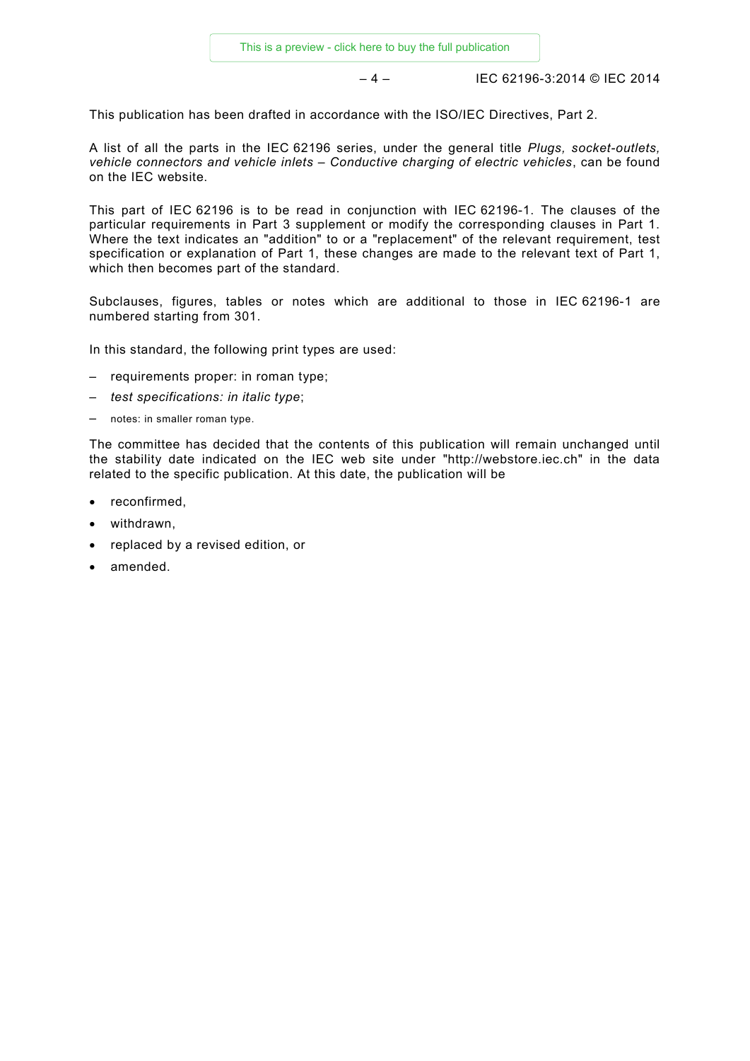This publication has been drafted in accordance with the ISO/IEC Directives, Part 2.

A list of all the parts in the IEC 62196 series, under the general title *Plugs, socket-outlets, vehicle connectors and vehicle inlets – Conductive charging of electric vehicles*, can be found on the IEC website.

This part of IEC 62196 is to be read in conjunction with IEC 62196-1. The clauses of the particular requirements in Part 3 supplement or modify the corresponding clauses in Part 1. Where the text indicates an "addition" to or a "replacement" of the relevant requirement, test specification or explanation of Part 1, these changes are made to the relevant text of Part 1, which then becomes part of the standard.

Subclauses, figures, tables or notes which are additional to those in IEC 62196-1 are numbered starting from 301.

In this standard, the following print types are used:

– requirements proper: in roman type;
– *test specifications: in italic type*;
– notes: in smaller roman type.

The committee has decided that the contents of this publication will remain unchanged until the stability date indicated on the IEC web site under "http://webstore.iec.ch" in the data related to the specific publication. At this date, the publication will be

- reconfirmed,
- withdrawn,
- replaced by a revised edition, or
- amended.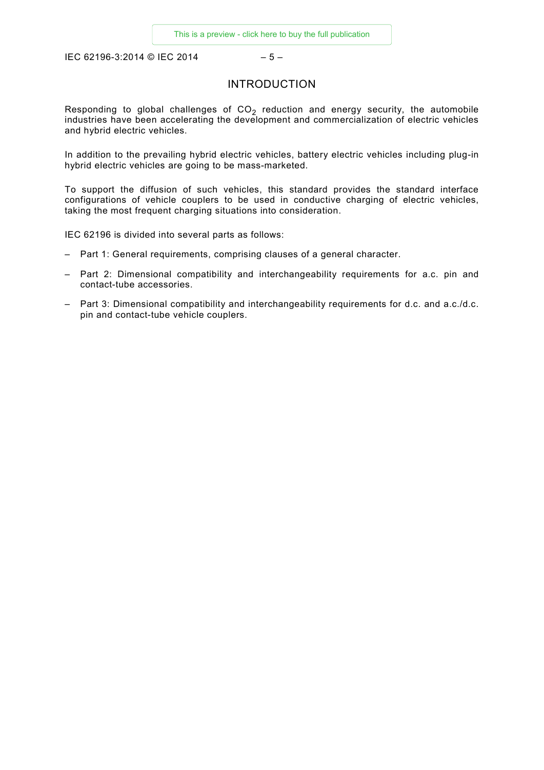# INTRODUCTION

Responding to global challenges of $CO_2$ reduction and energy security, the automobile industries have been accelerating the development and commercialization of electric vehicles and hybrid electric vehicles.

In addition to the prevailing hybrid electric vehicles, battery electric vehicles including plug-in hybrid electric vehicles are going to be mass-marketed.

To support the diffusion of such vehicles, this standard provides the standard interface configurations of vehicle couplers to be used in conductive charging of electric vehicles, taking the most frequent charging situations into consideration.

IEC 62196 is divided into several parts as follows:

- Part 1: General requirements, comprising clauses of a general character.
- Part 2: Dimensional compatibility and interchangeability requirements for a.c. pin and contact-tube accessories.
- Part 3: Dimensional compatibility and interchangeability requirements for d.c. and a.c./d.c. pin and contact-tube vehicle couplers.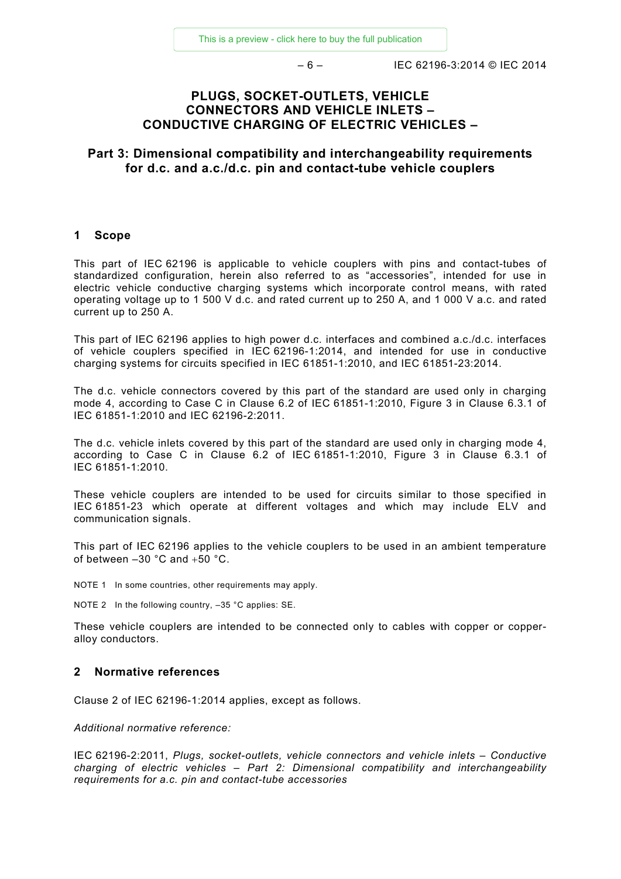# PLUGS, SOCKET-OUTLETS, VEHICLE CONNECTORS AND VEHICLE INLETS – CONDUCTIVE CHARGING OF ELECTRIC VEHICLES –

## Part 3: Dimensional compatibility and interchangeability requirements for d.c. and a.c./d.c. pin and contact-tube vehicle couplers

## 1 Scope

This part of IEC 62196 is applicable to vehicle couplers with pins and contact-tubes of standardized configuration, herein also referred to as "accessories", intended for use in electric vehicle conductive charging systems which incorporate control means, with rated operating voltage up to 1 500 V d.c. and rated current up to 250 A, and 1 000 V a.c. and rated current up to 250 A.

This part of IEC 62196 applies to high power d.c. interfaces and combined a.c./d.c. interfaces of vehicle couplers specified in IEC 62196-1:2014, and intended for use in conductive charging systems for circuits specified in IEC 61851-1:2010, and IEC 61851-23:2014.

The d.c. vehicle connectors covered by this part of the standard are used only in charging mode 4, according to Case C in Clause 6.2 of IEC 61851-1:2010, Figure 3 in Clause 6.3.1 of IEC 61851-1:2010 and IEC 62196-2:2011.

The d.c. vehicle inlets covered by this part of the standard are used only in charging mode 4, according to Case C in Clause 6.2 of IEC 61851-1:2010, Figure 3 in Clause 6.3.1 of IEC 61851-1:2010.

These vehicle couplers are intended to be used for circuits similar to those specified in IEC 61851-23 which operate at different voltages and which may include ELV and communication signals.

This part of IEC 62196 applies to the vehicle couplers to be used in an ambient temperature of between –30 °C and +50 °C.

NOTE 1 In some countries, other requirements may apply.

NOTE 2 In the following country, –35 °C applies: SE.

These vehicle couplers are intended to be connected only to cables with copper or copper-alloy conductors.

## 2 Normative references

Clause 2 of IEC 62196-1:2014 applies, except as follows.

*Additional normative reference:*

IEC 62196-2:2011, *Plugs, socket-outlets, vehicle connectors and vehicle inlets – Conductive charging of electric vehicles – Part 2: Dimensional compatibility and interchangeability requirements for a.c. pin and contact-tube accessories*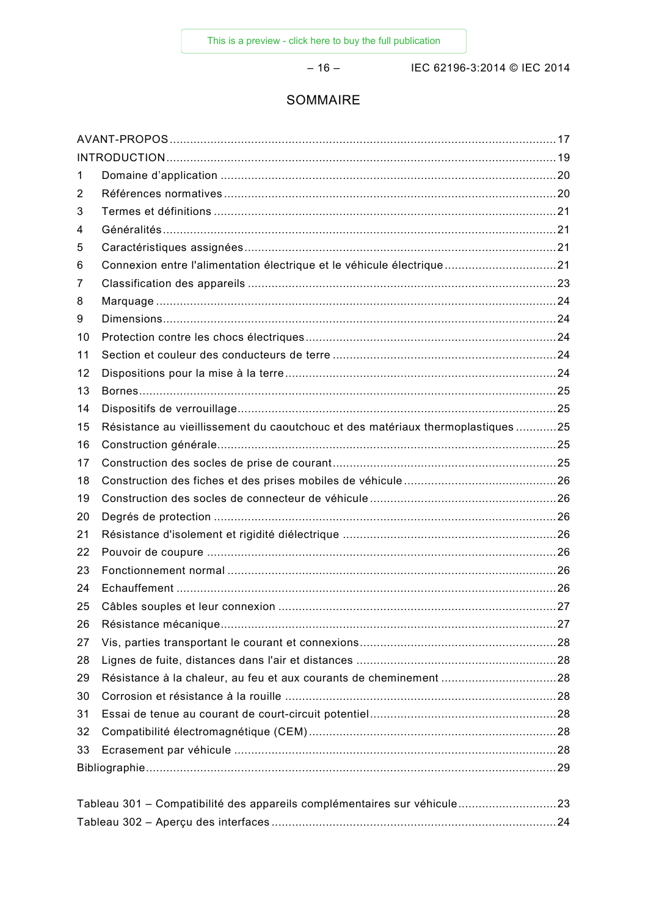# SOMMAIRE

AVANT-PROPOS ........................................................................................................ 17
INTRODUCTION ........................................................................................................ 19
1 Domaine d'application ........................................................................................ 20
2 Références normatives ........................................................................................ 20
3 Termes et définitions .......................................................................................... 21
4 Généralités .......................................................................................................... 21
5 Caractéristiques assignées .................................................................................. 21
6 Connexion entre l'alimentation électrique et le véhicule électrique ................. 21
7 Classification des appareils ................................................................................ 23
8 Marquage ............................................................................................................ 24
9 Dimensions .......................................................................................................... 24
10 Protection contre les chocs électriques ........................................................... 24
11 Section et couleur des conducteurs de terre .................................................... 24
12 Dispositions pour la mise à la terre ................................................................... 24
13 Bornes ................................................................................................................ 25
14 Dispositifs de verrouillage ................................................................................. 25
15 Résistance au vieillissement du caoutchouc et des matériaux thermoplastiques ............ 25
16 Construction générale ........................................................................................ 25
17 Construction des socles de prise de courant ..................................................... 25
18 Construction des fiches et des prises mobiles de véhicule ............................... 26
19 Construction des socles de connecteur de véhicule ......................................... 26
20 Degrés de protection .......................................................................................... 26
21 Résistance d'isolement et rigidité diélectrique .................................................. 26
22 Pouvoir de coupure ............................................................................................. 26
23 Fonctionnement normal ...................................................................................... 26
24 Echauffement ...................................................................................................... 26
25 Câbles souples et leur connexion ...................................................................... 27
26 Résistance mécanique ........................................................................................ 27
27 Vis, parties transportant le courant et connexions ............................................ 28
28 Lignes de fuite, distances dans l'air et distances .............................................. 28
29 Résistance à la chaleur, au feu et aux courants de cheminement .................... 28
30 Corrosion et résistance à la rouille .................................................................... 28
31 Essai de tenue au courant de court-circuit potentiel ......................................... 28
32 Compatibilité électromagnétique (CEM) ............................................................. 28
33 Ecrasement par véhicule .................................................................................... 28
Bibliographie ............................................................................................................. 29

Tableau 301 – Compatibilité des appareils complémentaires sur véhicule ............................ 23
Tableau 302 – Aperçu des interfaces ......................................................................... 24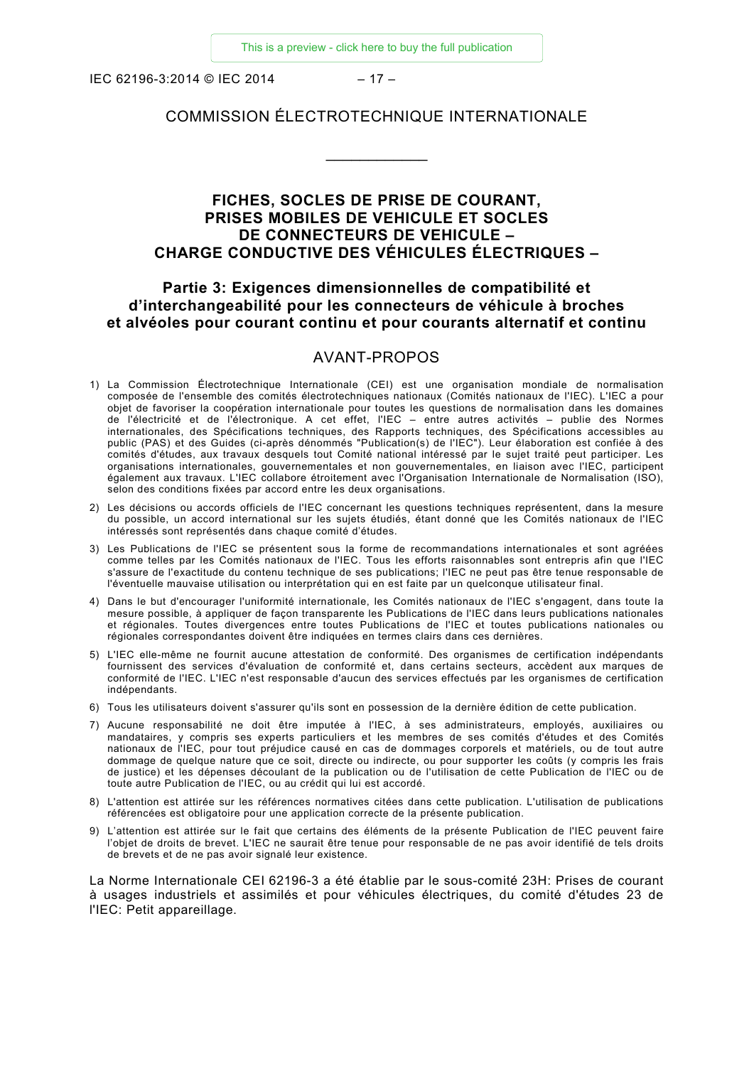COMMISSION ÉLECTROTECHNIQUE INTERNATIONALE

____________

# FICHES, SOCLES DE PRISE DE COURANT, PRISES MOBILES DE VEHICULE ET SOCLES DE CONNECTEURS DE VEHICULE – CHARGE CONDUCTIVE DES VÉHICULES ÉLECTRIQUES –

## Partie 3: Exigences dimensionnelles de compatibilité et d'interchangeabilité pour les connecteurs de véhicule à broches et alvéoles pour courant continu et pour courants alternatif et continu

## AVANT-PROPOS

1) La Commission Électrotechnique Internationale (CEI) est une organisation mondiale de normalisation composée de l'ensemble des comités électrotechniques nationaux (Comités nationaux de l'IEC). L'IEC a pour objet de favoriser la coopération internationale pour toutes les questions de normalisation dans les domaines de l'électricité et de l'électronique. A cet effet, l'IEC – entre autres activités – publie des Normes internationales, des Spécifications techniques, des Rapports techniques, des Spécifications accessibles au public (PAS) et des Guides (ci-après dénommés "Publication(s) de l'IEC"). Leur élaboration est confiée à des comités d'études, aux travaux desquels tout Comité national intéressé par le sujet traité peut participer. Les organisations internationales, gouvernementales et non gouvernementales, en liaison avec l'IEC, participent également aux travaux. L'IEC collabore étroitement avec l'Organisation Internationale de Normalisation (ISO), selon des conditions fixées par accord entre les deux organisations.

2) Les décisions ou accords officiels de l'IEC concernant les questions techniques représentent, dans la mesure du possible, un accord international sur les sujets étudiés, étant donné que les Comités nationaux de l'IEC intéressés sont représentés dans chaque comité d'études.

3) Les Publications de l'IEC se présentent sous la forme de recommandations internationales et sont agréées comme telles par les Comités nationaux de l'IEC. Tous les efforts raisonnables sont entrepris afin que l'IEC s'assure de l'exactitude du contenu technique de ses publications; l'IEC ne peut pas être tenue responsable de l'éventuelle mauvaise utilisation ou interprétation qui en est faite par un quelconque utilisateur final.

4) Dans le but d'encourager l'uniformité internationale, les Comités nationaux de l'IEC s'engagent, dans toute la mesure possible, à appliquer de façon transparente les Publications de l'IEC dans leurs publications nationales et régionales. Toutes divergences entre toutes Publications de l'IEC et toutes publications nationales ou régionales correspondantes doivent être indiquées en termes clairs dans ces dernières.

5) L'IEC elle-même ne fournit aucune attestation de conformité. Des organismes de certification indépendants fournissent des services d'évaluation de conformité et, dans certains secteurs, accèdent aux marques de conformité de l'IEC. L'IEC n'est responsable d'aucun des services effectués par les organismes de certification indépendants.

6) Tous les utilisateurs doivent s'assurer qu'ils sont en possession de la dernière édition de cette publication.

7) Aucune responsabilité ne doit être imputée à l'IEC, à ses administrateurs, employés, auxiliaires ou mandataires, y compris ses experts particuliers et les membres de ses comités d'études et des Comités nationaux de l'IEC, pour tout préjudice causé en cas de dommages corporels et matériels, ou de tout autre dommage de quelque nature que ce soit, directe ou indirecte, ou pour supporter les coûts (y compris les frais de justice) et les dépenses découlant de la publication ou de l'utilisation de cette Publication de l'IEC ou de toute autre Publication de l'IEC, ou au crédit qui lui est accordé.

8) L'attention est attirée sur les références normatives citées dans cette publication. L'utilisation de publications référencées est obligatoire pour une application correcte de la présente publication.

9) L'attention est attirée sur le fait que certains des éléments de la présente Publication de l'IEC peuvent faire l'objet de droits de brevet. L'IEC ne saurait être tenue pour responsable de ne pas avoir identifié de tels droits de brevets et de ne pas avoir signalé leur existence.

La Norme Internationale CEI 62196-3 a été établie par le sous-comité 23H: Prises de courant à usages industriels et assimilés et pour véhicules électriques, du comité d'études 23 de l'IEC: Petit appareillage.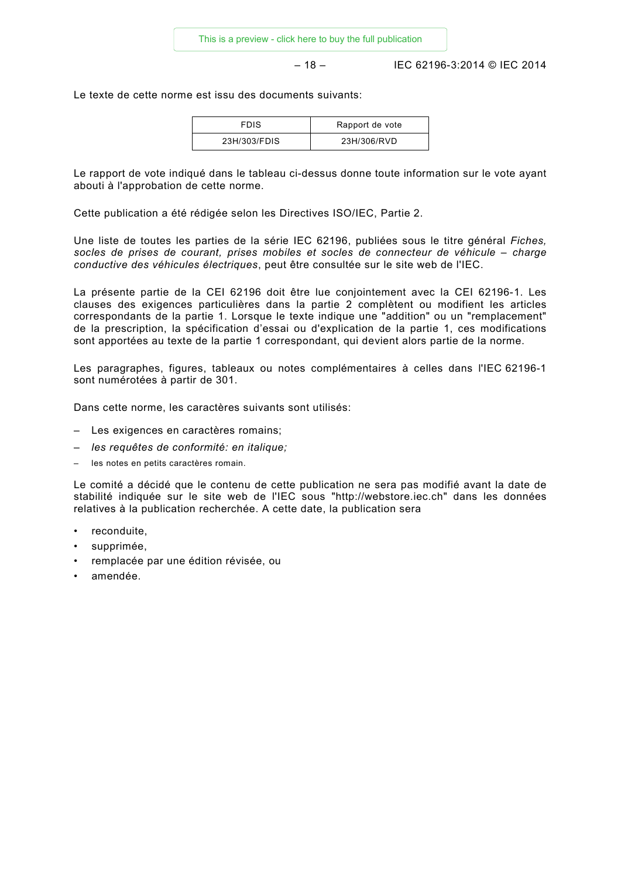Le texte de cette norme est issu des documents suivants:

| FDIS | Rapport de vote |
| --- | --- |
| 23H/303/FDIS | 23H/306/RVD |

Le rapport de vote indiqué dans le tableau ci-dessus donne toute information sur le vote ayant abouti à l'approbation de cette norme.

Cette publication a été rédigée selon les Directives ISO/IEC, Partie 2.

Une liste de toutes les parties de la série IEC 62196, publiées sous le titre général *Fiches, socles de prises de courant, prises mobiles et socles de connecteur de véhicule – charge conductive des véhicules électriques*, peut être consultée sur le site web de l'IEC.

La présente partie de la CEI 62196 doit être lue conjointement avec la CEI 62196-1. Les clauses des exigences particulières dans la partie 2 complètent ou modifient les articles correspondants de la partie 1. Lorsque le texte indique une "addition" ou un "remplacement" de la prescription, la spécification d'essai ou d'explication de la partie 1, ces modifications sont apportées au texte de la partie 1 correspondant, qui devient alors partie de la norme.

Les paragraphes, figures, tableaux ou notes complémentaires à celles dans l'IEC 62196-1 sont numérotées à partir de 301.

Dans cette norme, les caractères suivants sont utilisés:

– Les exigences en caractères romains;
– *les requêtes de conformité: en italique;*
– les notes en petits caractères romain.

Le comité a décidé que le contenu de cette publication ne sera pas modifié avant la date de stabilité indiquée sur le site web de l'IEC sous "http://webstore.iec.ch" dans les données relatives à la publication recherchée. A cette date, la publication sera

- reconduite,
- supprimée,
- remplacée par une édition révisée, ou
- amendée.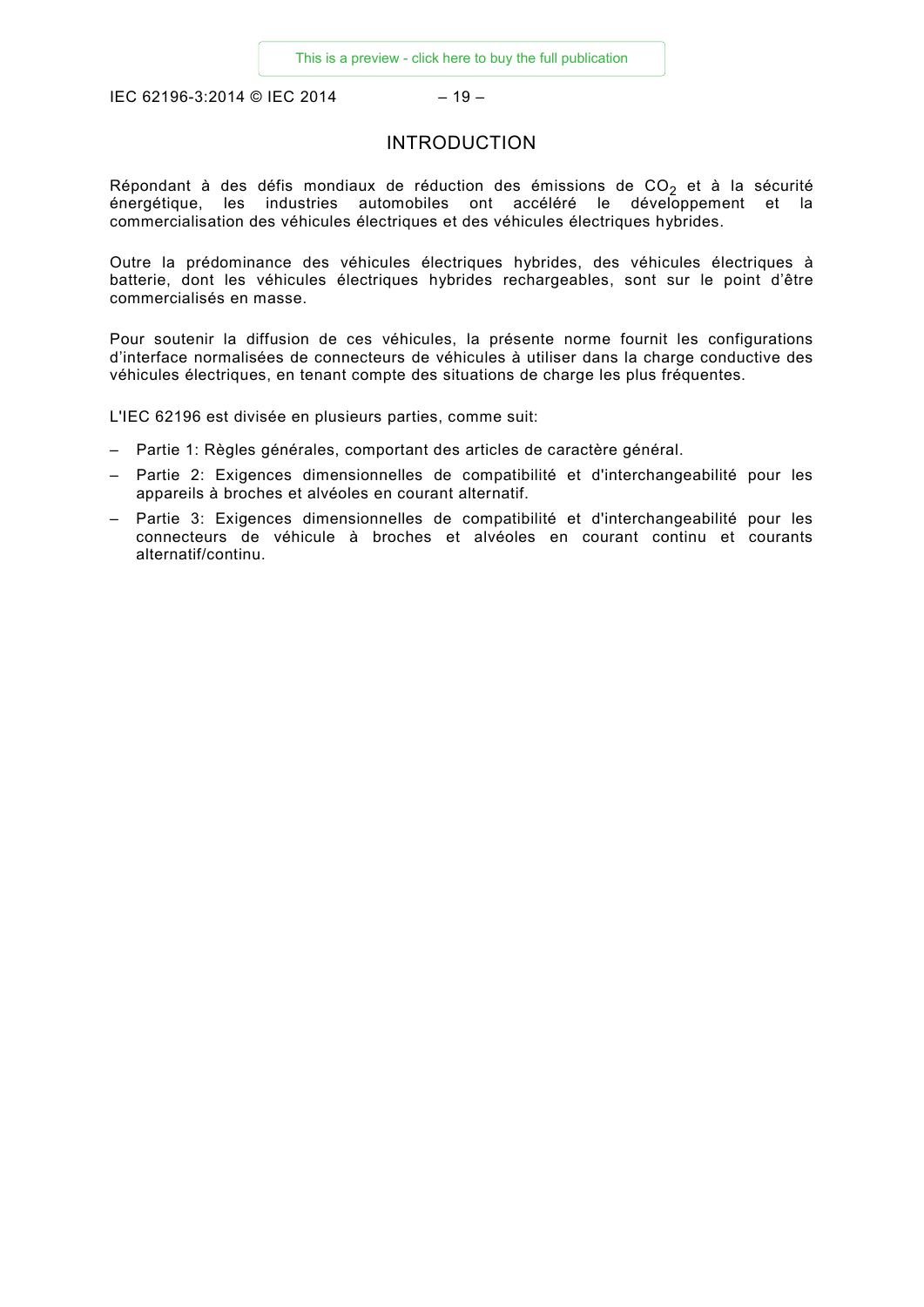# INTRODUCTION

Répondant à des défis mondiaux de réduction des émissions de $CO_2$ et à la sécurité énergétique, les industries automobiles ont accéléré le développement et la commercialisation des véhicules électriques et des véhicules électriques hybrides.

Outre la prédominance des véhicules électriques hybrides, des véhicules électriques à batterie, dont les véhicules électriques hybrides rechargeables, sont sur le point d'être commercialisés en masse.

Pour soutenir la diffusion de ces véhicules, la présente norme fournit les configurations d'interface normalisées de connecteurs de véhicules à utiliser dans la charge conductive des véhicules électriques, en tenant compte des situations de charge les plus fréquentes.

L'IEC 62196 est divisée en plusieurs parties, comme suit:

- Partie 1: Règles générales, comportant des articles de caractère général.
- Partie 2: Exigences dimensionnelles de compatibilité et d'interchangeabilité pour les appareils à broches et alvéoles en courant alternatif.
- Partie 3: Exigences dimensionnelles de compatibilité et d'interchangeabilité pour les connecteurs de véhicule à broches et alvéoles en courant continu et courants alternatif/continu.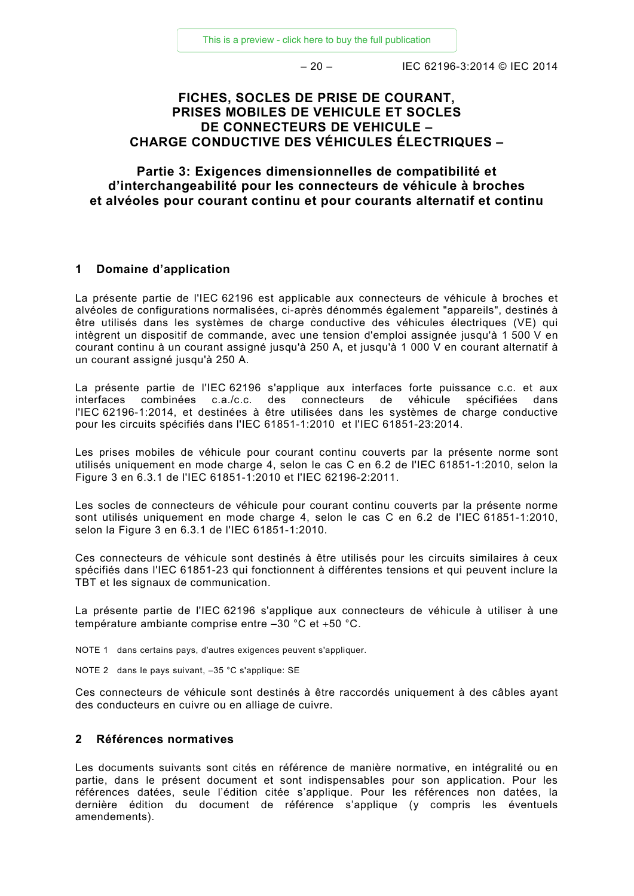# FICHES, SOCLES DE PRISE DE COURANT, PRISES MOBILES DE VEHICULE ET SOCLES DE CONNECTEURS DE VEHICULE – CHARGE CONDUCTIVE DES VÉHICULES ÉLECTRIQUES –

## Partie 3: Exigences dimensionnelles de compatibilité et d'interchangeabilité pour les connecteurs de véhicule à broches et alvéoles pour courant continu et pour courants alternatif et continu

## 1 Domaine d'application

La présente partie de l'IEC 62196 est applicable aux connecteurs de véhicule à broches et alvéoles de configurations normalisées, ci-après dénommés également "appareils", destinés à être utilisés dans les systèmes de charge conductive des véhicules électriques (VE) qui intègrent un dispositif de commande, avec une tension d'emploi assignée jusqu'à 1 500 V en courant continu à un courant assigné jusqu'à 250 A, et jusqu'à 1 000 V en courant alternatif à un courant assigné jusqu'à 250 A.

La présente partie de l'IEC 62196 s'applique aux interfaces forte puissance c.c. et aux interfaces combinées c.a./c.c. des connecteurs de véhicule spécifiées dans l'IEC 62196-1:2014, et destinées à être utilisées dans les systèmes de charge conductive pour les circuits spécifiés dans l'IEC 61851-1:2010 et l'IEC 61851-23:2014.

Les prises mobiles de véhicule pour courant continu couverts par la présente norme sont utilisés uniquement en mode charge 4, selon le cas C en 6.2 de l'IEC 61851-1:2010, selon la Figure 3 en 6.3.1 de l'IEC 61851-1:2010 et l'IEC 62196-2:2011.

Les socles de connecteurs de véhicule pour courant continu couverts par la présente norme sont utilisés uniquement en mode charge 4, selon le cas C en 6.2 de l'IEC 61851-1:2010, selon la Figure 3 en 6.3.1 de l'IEC 61851-1:2010.

Ces connecteurs de véhicule sont destinés à être utilisés pour les circuits similaires à ceux spécifiés dans l'IEC 61851-23 qui fonctionnent à différentes tensions et qui peuvent inclure la TBT et les signaux de communication.

La présente partie de l'IEC 62196 s'applique aux connecteurs de véhicule à utiliser à une température ambiante comprise entre –30 °C et +50 °C.

NOTE 1 dans certains pays, d'autres exigences peuvent s'appliquer.

NOTE 2 dans le pays suivant, –35 °C s'applique: SE

Ces connecteurs de véhicule sont destinés à être raccordés uniquement à des câbles ayant des conducteurs en cuivre ou en alliage de cuivre.

## 2 Références normatives

Les documents suivants sont cités en référence de manière normative, en intégralité ou en partie, dans le présent document et sont indispensables pour son application. Pour les références datées, seule l'édition citée s'applique. Pour les références non datées, la dernière édition du document de référence s'applique (y compris les éventuels amendements).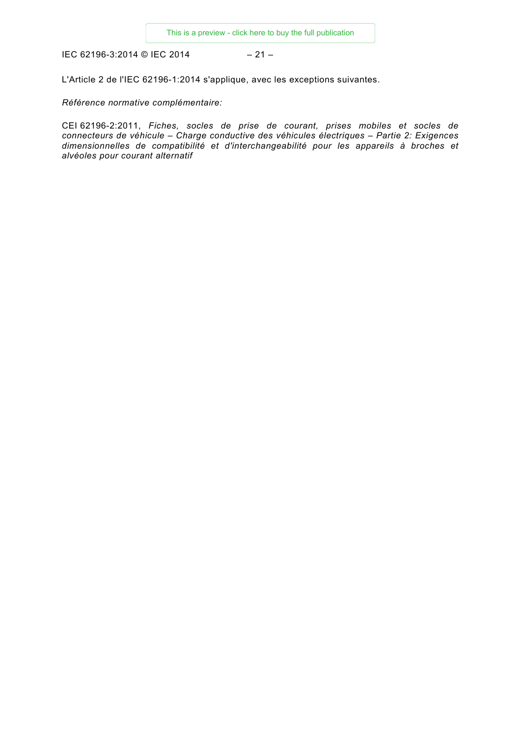L'Article 2 de l'IEC 62196-1:2014 s'applique, avec les exceptions suivantes.

*Référence normative complémentaire:*

CEI 62196-2:2011, *Fiches, socles de prise de courant, prises mobiles et socles de connecteurs de véhicule – Charge conductive des véhicules électriques – Partie 2: Exigences dimensionnelles de compatibilité et d'interchangeabilité pour les appareils à broches et alvéoles pour courant alternatif*